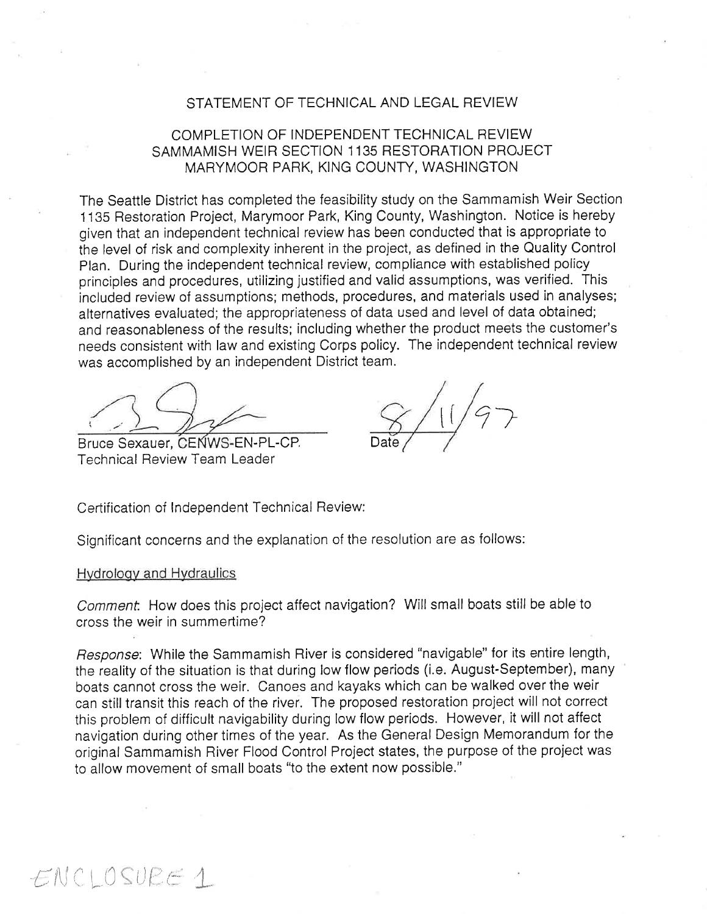# STATEMENT OF TECHNICAL AND LEGAL REVIEW

## COMPLETION OF INDEPENDENT TECHNICAL REVIEW SAMMAMISH WEIR SECTION 1135 RESTORATION PROJECT MARYMOOR PARK, KING COUNTY, WASHINGTON

The Seattle District has completed the feasibility study on the Sammamish Weir Section 1135 Restoration Project, Marymoor Park, King County, Washington. Notice is hereby given that an independent technical review has been conducted that is appropriate to the level of risk and complexity inherent in the project, as defined in the Quality Control Plan. During the independent technical review, compliance with established policy principles and procedures, utilizing justified and valid assumptions, was verified. This included review of assumptions; methods, procedures, and materials used in analyses; alternatives evaluated; the appropriateness of data used and level of data obtained; and reasonableness of the results; including whether the product meets the customer's needs consistent with law and existing Corps policy. The independent technical review was accomplished by an independent District team.

Bruce Sexauer, CENWS-EN-PL-CP.
Technical Review Team Leader

8/11/97
Date

Certification of Independent Technical Review:

Significant concerns and the explanation of the resolution are as follows:

Hydrology and Hydraulics

*Comment*: How does this project affect navigation? Will small boats still be able to cross the weir in summertime?

*Response*: While the Sammamish River is considered "navigable" for its entire length, the reality of the situation is that during low flow periods (i.e. August-September), many boats cannot cross the weir. Canoes and kayaks which can be walked over the weir can still transit this reach of the river. The proposed restoration project will not correct this problem of difficult navigability during low flow periods. However, it will not affect navigation during other times of the year. As the General Design Memorandum for the original Sammamish River Flood Control Project states, the purpose of the project was to allow movement of small boats "to the extent now possible."

ENCLOSURE 1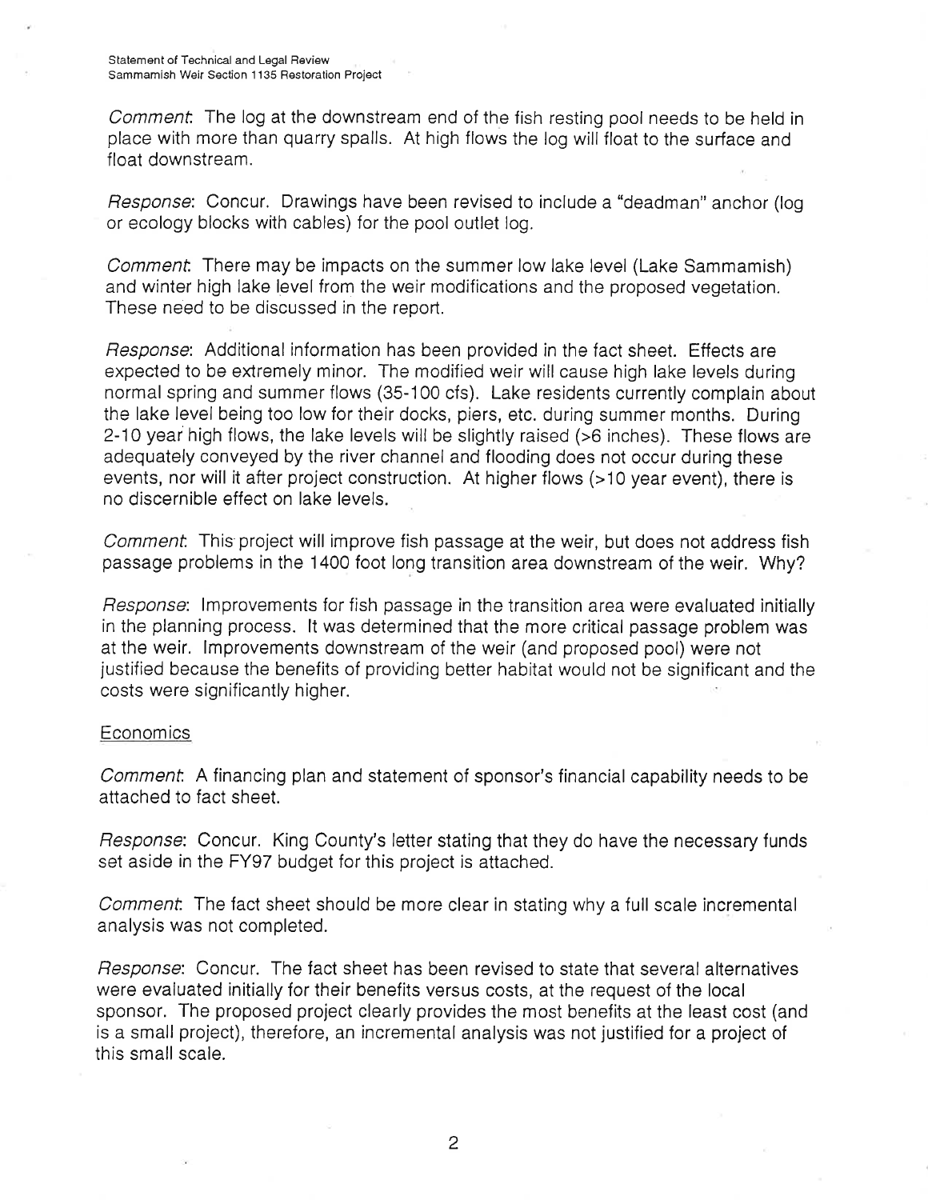*Comment*: The log at the downstream end of the fish resting pool needs to be held in place with more than quarry spalls. At high flows the log will float to the surface and float downstream.

*Response*: Concur. Drawings have been revised to include a "deadman" anchor (log or ecology blocks with cables) for the pool outlet log.

*Comment*: There may be impacts on the summer low lake level (Lake Sammamish) and winter high lake level from the weir modifications and the proposed vegetation. These need to be discussed in the report.

*Response*: Additional information has been provided in the fact sheet. Effects are expected to be extremely minor. The modified weir will cause high lake levels during normal spring and summer flows (35-100 cfs). Lake residents currently complain about the lake level being too low for their docks, piers, etc. during summer months. During 2-10 year high flows, the lake levels will be slightly raised (>6 inches). These flows are adequately conveyed by the river channel and flooding does not occur during these events, nor will it after project construction. At higher flows (>10 year event), there is no discernible effect on lake levels.

*Comment*: This project will improve fish passage at the weir, but does not address fish passage problems in the 1400 foot long transition area downstream of the weir. Why?

*Response*: Improvements for fish passage in the transition area were evaluated initially in the planning process. It was determined that the more critical passage problem was at the weir. Improvements downstream of the weir (and proposed pool) were not justified because the benefits of providing better habitat would not be significant and the costs were significantly higher.

## Economics

*Comment*: A financing plan and statement of sponsor's financial capability needs to be attached to fact sheet.

*Response*: Concur. King County's letter stating that they do have the necessary funds set aside in the FY97 budget for this project is attached.

*Comment*: The fact sheet should be more clear in stating why a full scale incremental analysis was not completed.

*Response*: Concur. The fact sheet has been revised to state that several alternatives were evaluated initially for their benefits versus costs, at the request of the local sponsor. The proposed project clearly provides the most benefits at the least cost (and is a small project), therefore, an incremental analysis was not justified for a project of this small scale.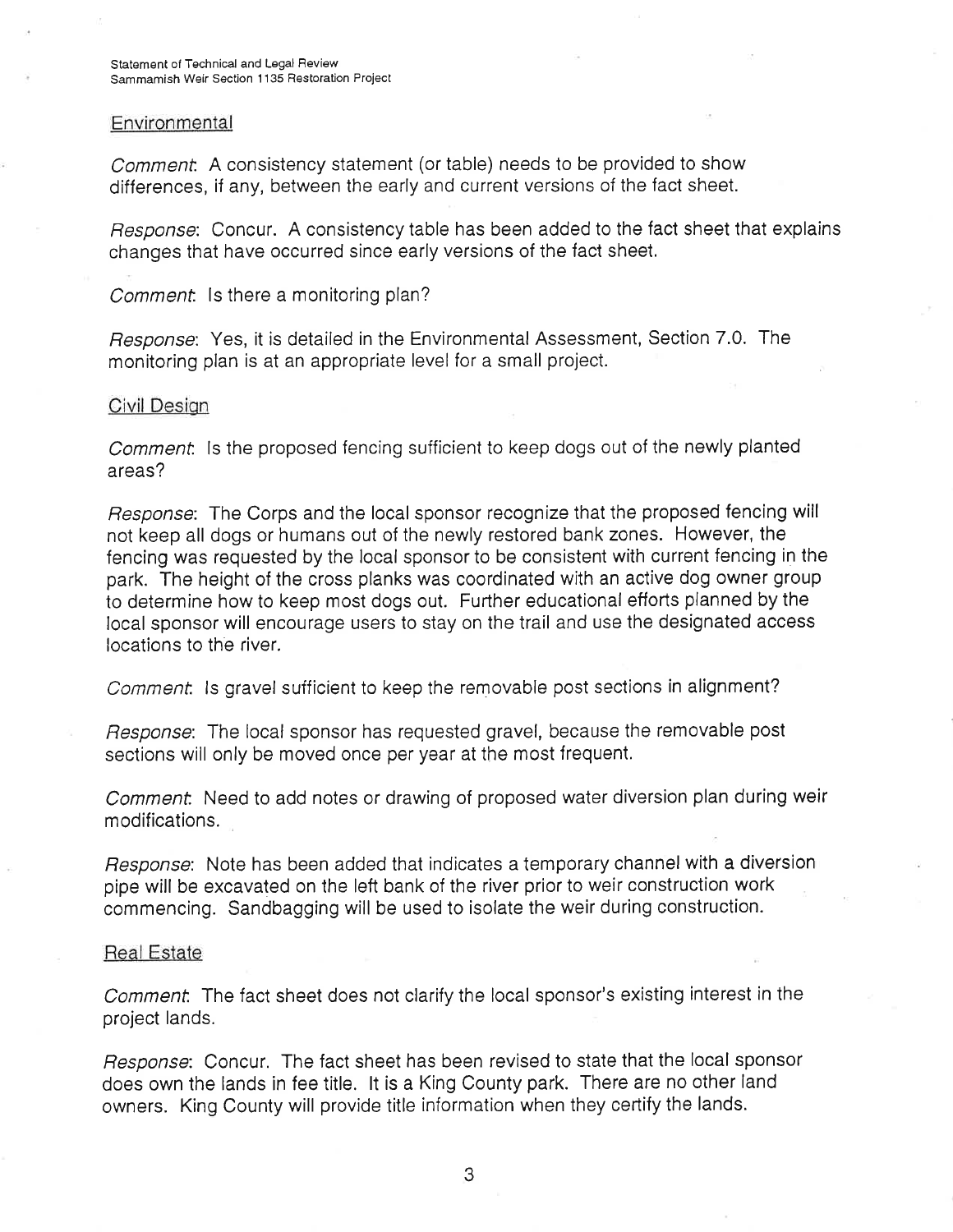## Environmental

*Comment*: A consistency statement (or table) needs to be provided to show differences, if any, between the early and current versions of the fact sheet.

*Response*: Concur. A consistency table has been added to the fact sheet that explains changes that have occurred since early versions of the fact sheet.

*Comment*: Is there a monitoring plan?

*Response*: Yes, it is detailed in the Environmental Assessment, Section 7.0. The monitoring plan is at an appropriate level for a small project.

## Civil Design

*Comment*: Is the proposed fencing sufficient to keep dogs out of the newly planted areas?

*Response*: The Corps and the local sponsor recognize that the proposed fencing will not keep all dogs or humans out of the newly restored bank zones. However, the fencing was requested by the local sponsor to be consistent with current fencing in the park. The height of the cross planks was coordinated with an active dog owner group to determine how to keep most dogs out. Further educational efforts planned by the local sponsor will encourage users to stay on the trail and use the designated access locations to the river.

*Comment*: Is gravel sufficient to keep the removable post sections in alignment?

*Response*: The local sponsor has requested gravel, because the removable post sections will only be moved once per year at the most frequent.

*Comment*: Need to add notes or drawing of proposed water diversion plan during weir modifications.

*Response*: Note has been added that indicates a temporary channel with a diversion pipe will be excavated on the left bank of the river prior to weir construction work commencing. Sandbagging will be used to isolate the weir during construction.

## Real Estate

*Comment*: The fact sheet does not clarify the local sponsor's existing interest in the project lands.

*Response*: Concur. The fact sheet has been revised to state that the local sponsor does own the lands in fee title. It is a King County park. There are no other land owners. King County will provide title information when they certify the lands.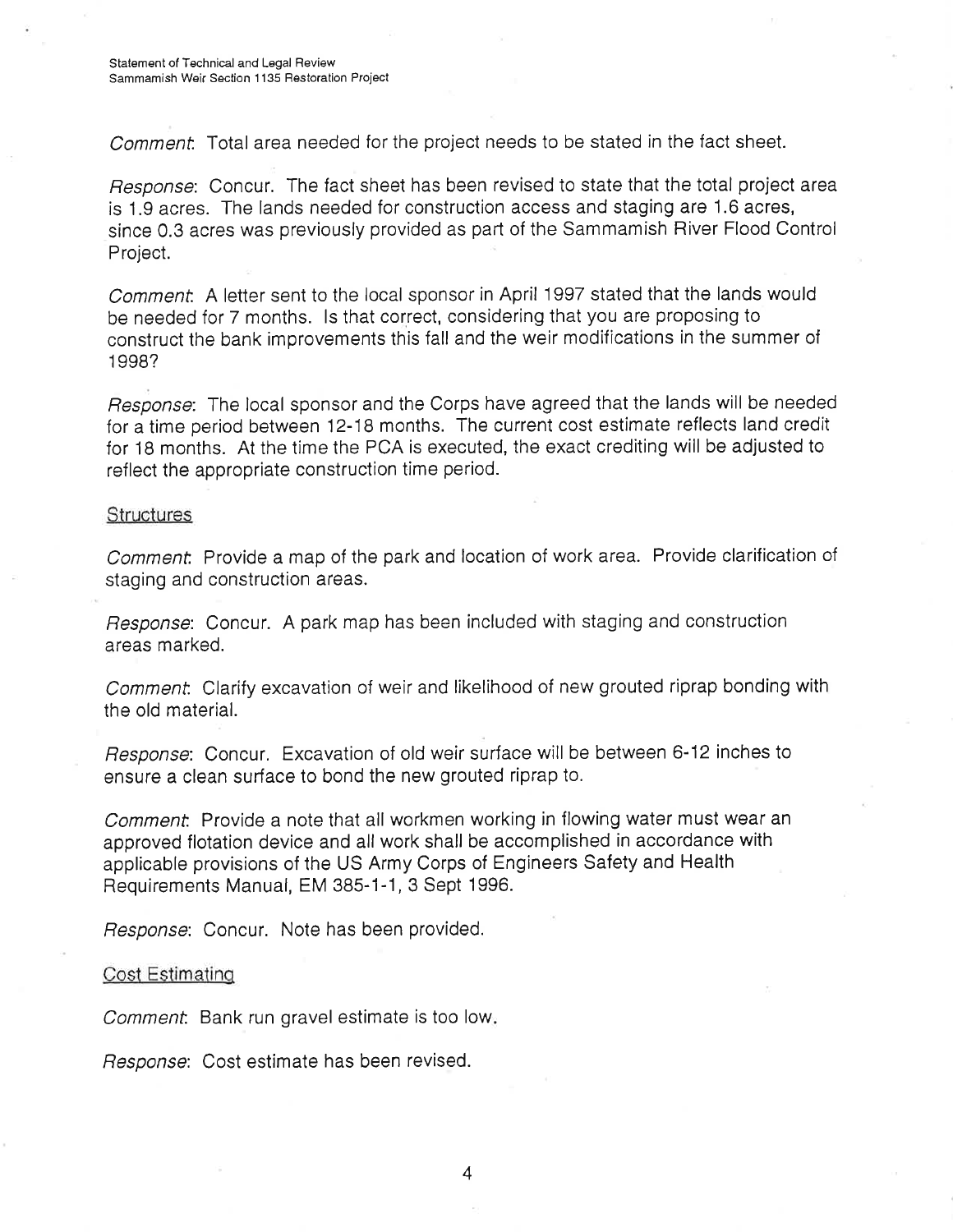*Comment*: Total area needed for the project needs to be stated in the fact sheet.

*Response*: Concur. The fact sheet has been revised to state that the total project area is 1.9 acres. The lands needed for construction access and staging are 1.6 acres, since 0.3 acres was previously provided as part of the Sammamish River Flood Control Project.

*Comment*: A letter sent to the local sponsor in April 1997 stated that the lands would be needed for 7 months. Is that correct, considering that you are proposing to construct the bank improvements this fall and the weir modifications in the summer of 1998?

*Response*: The local sponsor and the Corps have agreed that the lands will be needed for a time period between 12-18 months. The current cost estimate reflects land credit for 18 months. At the time the PCA is executed, the exact crediting will be adjusted to reflect the appropriate construction time period.

Structures

*Comment*: Provide a map of the park and location of work area. Provide clarification of staging and construction areas.

*Response*: Concur. A park map has been included with staging and construction areas marked.

*Comment*: Clarify excavation of weir and likelihood of new grouted riprap bonding with the old material.

*Response*: Concur. Excavation of old weir surface will be between 6-12 inches to ensure a clean surface to bond the new grouted riprap to.

*Comment*: Provide a note that all workmen working in flowing water must wear an approved flotation device and all work shall be accomplished in accordance with applicable provisions of the US Army Corps of Engineers Safety and Health Requirements Manual, EM 385-1-1, 3 Sept 1996.

*Response*: Concur. Note has been provided.

Cost Estimating

*Comment*: Bank run gravel estimate is too low.

*Response*: Cost estimate has been revised.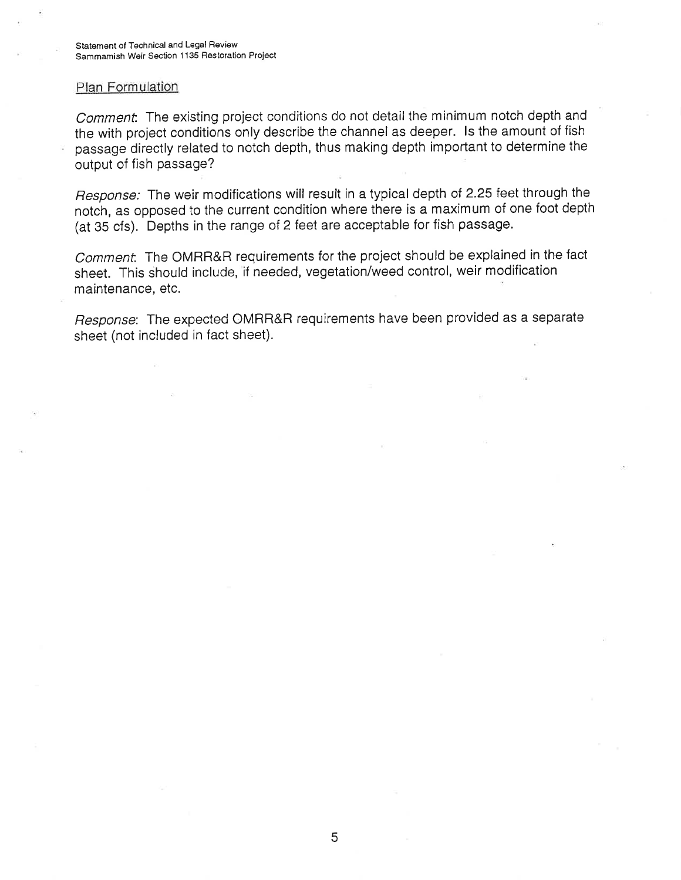Plan Formulation

*Comment*: The existing project conditions do not detail the minimum notch depth and the with project conditions only describe the channel as deeper. Is the amount of fish passage directly related to notch depth, thus making depth important to determine the output of fish passage?

*Response:* The weir modifications will result in a typical depth of 2.25 feet through the notch, as opposed to the current condition where there is a maximum of one foot depth (at 35 cfs). Depths in the range of 2 feet are acceptable for fish passage.

*Comment*: The OMRR&R requirements for the project should be explained in the fact sheet. This should include, if needed, vegetation/weed control, weir modification maintenance, etc.

*Response*: The expected OMRR&R requirements have been provided as a separate sheet (not included in fact sheet).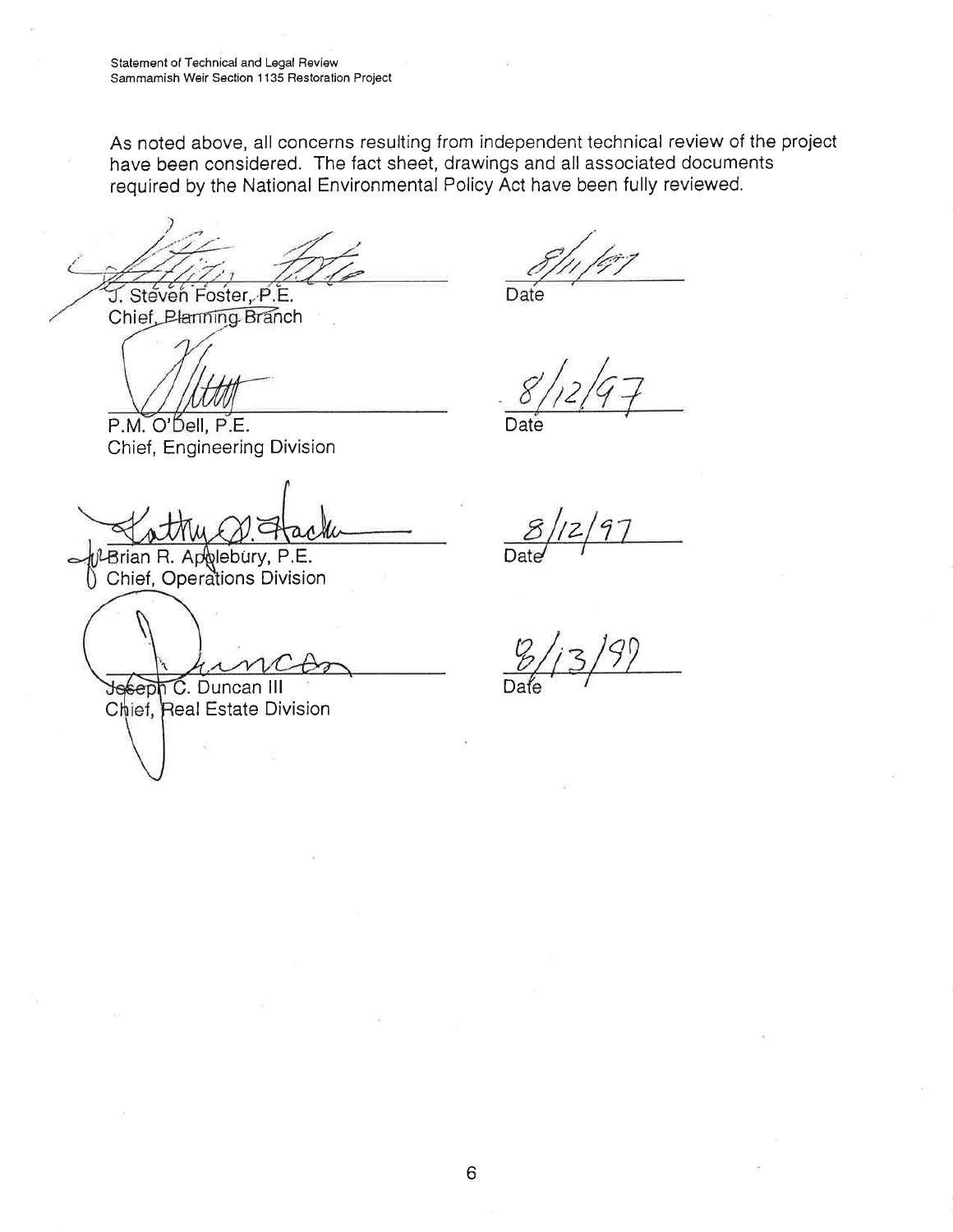As noted above, all concerns resulting from independent technical review of the project have been considered. The fact sheet, drawings and all associated documents required by the National Environmental Policy Act have been fully reviewed.

J. Steven Foster, P.E.
Chief, Planning Branch — Date: 8/11/97

P.M. O'Dell, P.E.
Chief, Engineering Division — Date: 8/12/97

for Brian R. Applebury, P.E.
Chief, Operations Division — Date: 8/12/97

Joseph C. Duncan III
Chief, Real Estate Division — Date: 8/13/97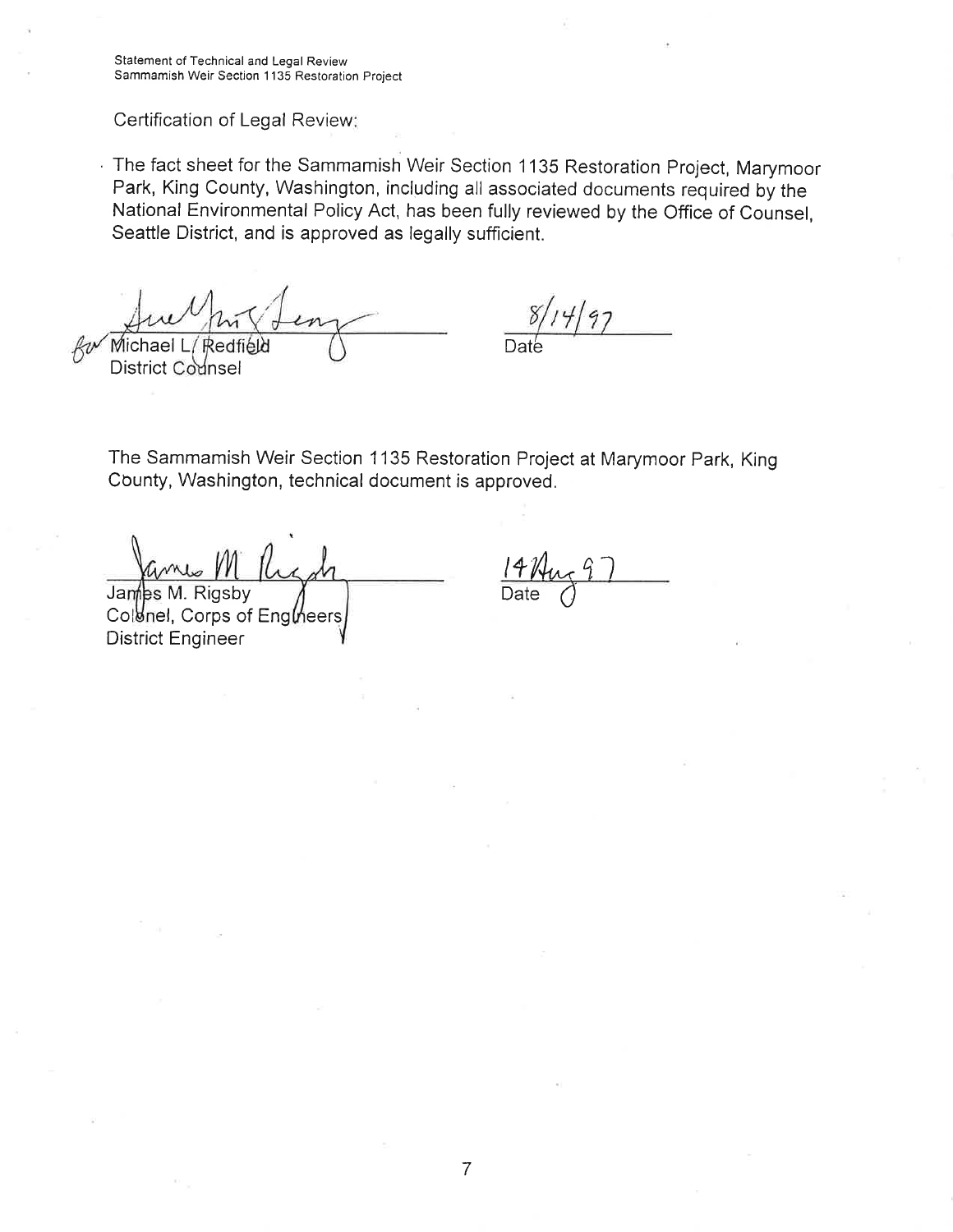Statement of Technical and Legal Review
Sammamish Weir Section 1135 Restoration Project

Certification of Legal Review:

The fact sheet for the Sammamish Weir Section 1135 Restoration Project, Marymoor Park, King County, Washington, including all associated documents required by the National Environmental Policy Act, has been fully reviewed by the Office of Counsel, Seattle District, and is approved as legally sufficient.

for Michael L. Redfield
District Counsel

8/14/97
Date

The Sammamish Weir Section 1135 Restoration Project at Marymoor Park, King County, Washington, technical document is approved.

James M. Rigsby
Colonel, Corps of Engineers
District Engineer

14 Aug 97
Date